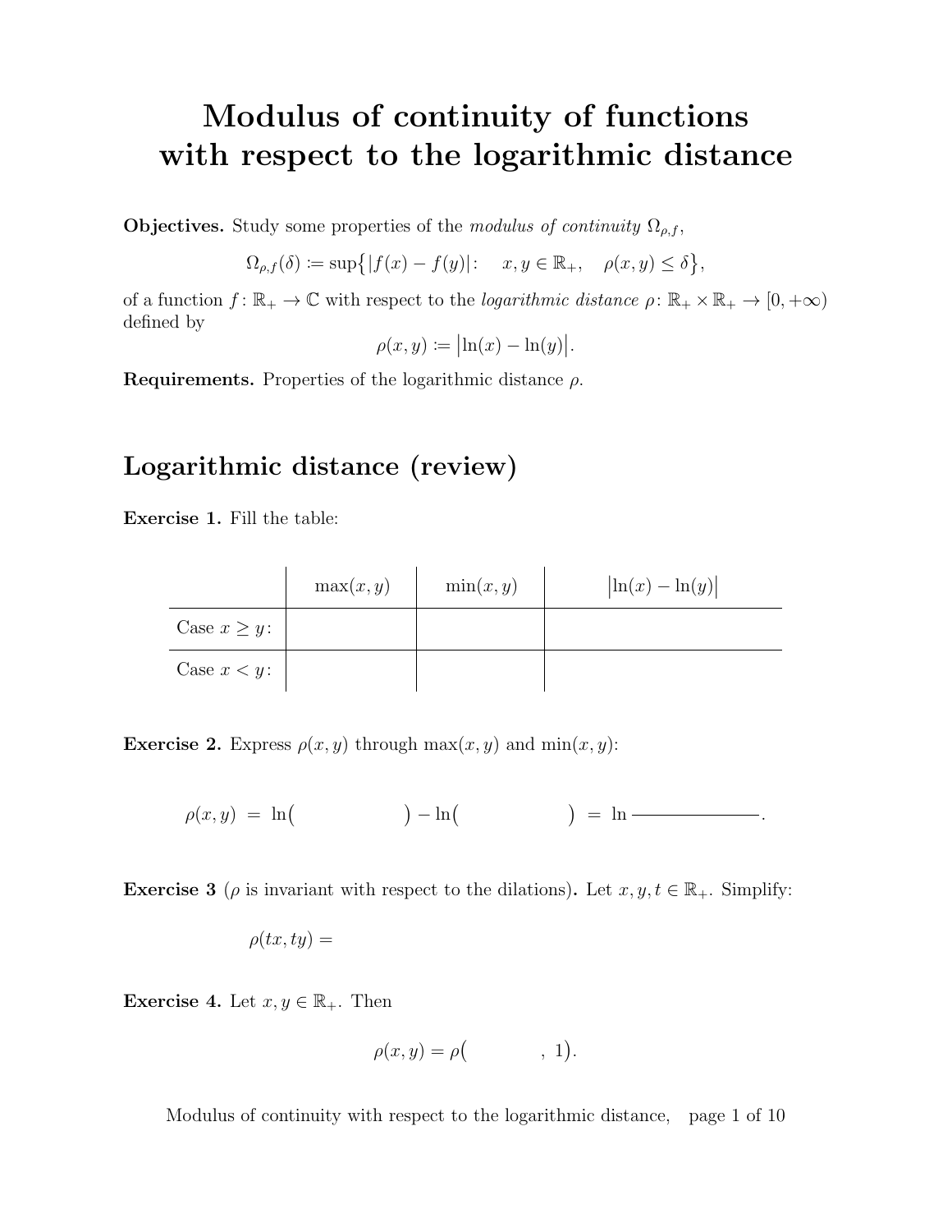#  Modulus of continuity of functions with respect to the logarithmic distance

**Objectives.** Study some properties of the *modulus of continuity* $\Omega_{\rho,f}$,

$$\Omega_{\rho,f}(\delta) := \sup\big\{|f(x) - f(y)|: \quad x, y \in \mathbb{R}_+, \quad \rho(x, y) \le \delta\big\},$$

of a function $f : \mathbb{R}_+ \to \mathbb{C}$ with respect to the *logarithmic distance* $\rho : \mathbb{R}_+ \times \mathbb{R}_+ \to [0, +\infty)$ defined by

$$\rho(x, y) := \big|\ln(x) - \ln(y)\big|.$$

**Requirements.** Properties of the logarithmic distance $\rho$.

## Logarithmic distance (review)

**Exercise 1.** Fill the table:

| | $\max(x, y)$ | $\min(x, y)$ | $\big\|\ln(x) - \ln(y)\big\|$ |
|---|---|---|---|
| Case $x \ge y$: | | | |
| Case $x < y$: | | | |

**Exercise 2.** Express $\rho(x, y)$ through $\max(x, y)$ and $\min(x, y)$:

$$\rho(x, y) \; = \; \ln\big( \qquad\qquad \big) - \ln\big( \qquad\qquad \big) \; = \; \ln \frac{\qquad\qquad}{\qquad\qquad}.$$

**Exercise 3** ($\rho$ is invariant with respect to the dilations)**.** Let $x, y, t \in \mathbb{R}_+$. Simplify:

$$\rho(tx, ty) =$$

**Exercise 4.** Let $x, y \in \mathbb{R}_+$. Then

$$\rho(x, y) = \rho\big( \qquad\quad , \; 1\big).$$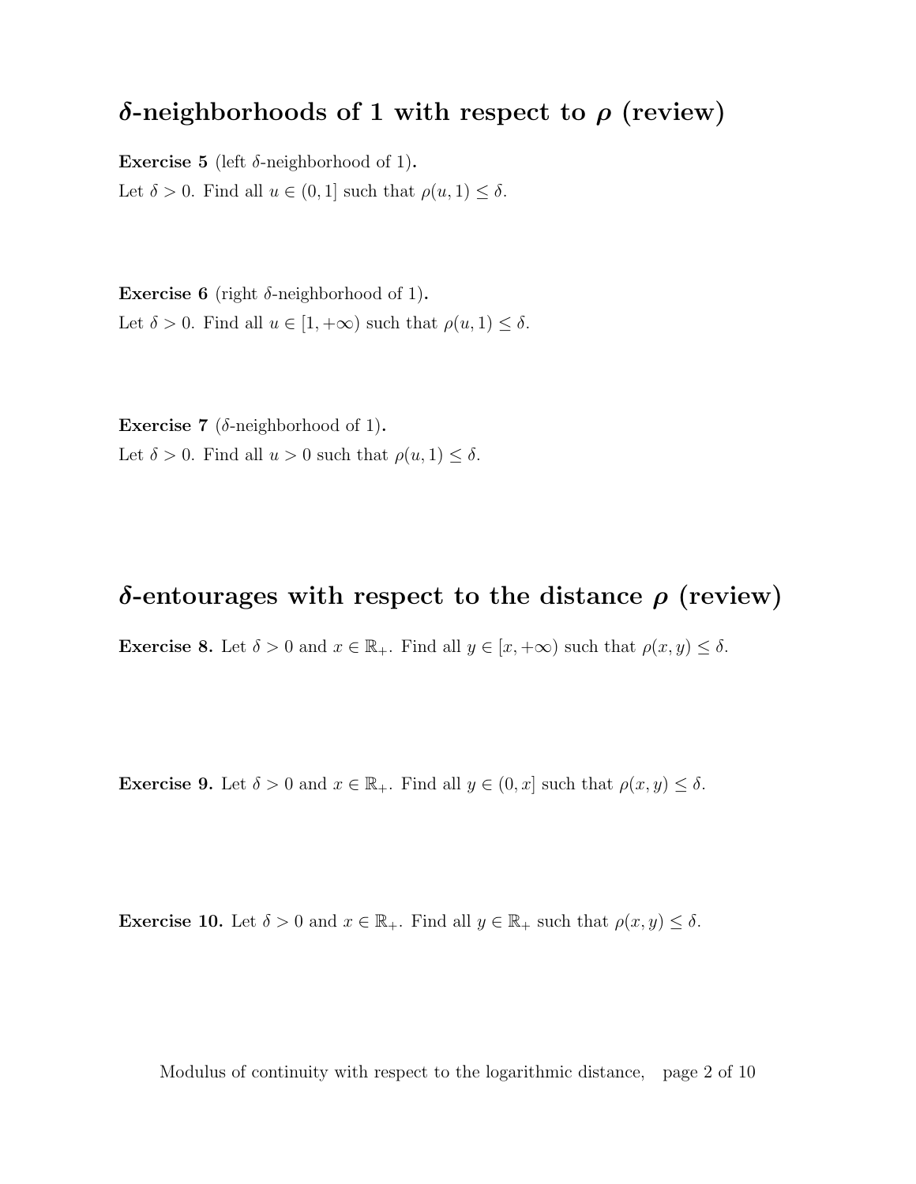## $\boldsymbol{\delta}$-neighborhoods of 1 with respect to $\boldsymbol{\rho}$ (review)

**Exercise 5** (left $\delta$-neighborhood of 1).
Let $\delta > 0$. Find all $u \in (0, 1]$ such that $\rho(u, 1) \le \delta$.

**Exercise 6** (right $\delta$-neighborhood of 1).
Let $\delta > 0$. Find all $u \in [1, +\infty)$ such that $\rho(u, 1) \le \delta$.

**Exercise 7** ($\delta$-neighborhood of 1).
Let $\delta > 0$. Find all $u > 0$ such that $\rho(u, 1) \le \delta$.

## $\boldsymbol{\delta}$-entourages with respect to the distance $\boldsymbol{\rho}$ (review)

**Exercise 8.** Let $\delta > 0$ and $x \in \mathbb{R}_+$. Find all $y \in [x, +\infty)$ such that $\rho(x, y) \le \delta$.

**Exercise 9.** Let $\delta > 0$ and $x \in \mathbb{R}_+$. Find all $y \in (0, x]$ such that $\rho(x, y) \le \delta$.

**Exercise 10.** Let $\delta > 0$ and $x \in \mathbb{R}_+$. Find all $y \in \mathbb{R}_+$ such that $\rho(x, y) \le \delta$.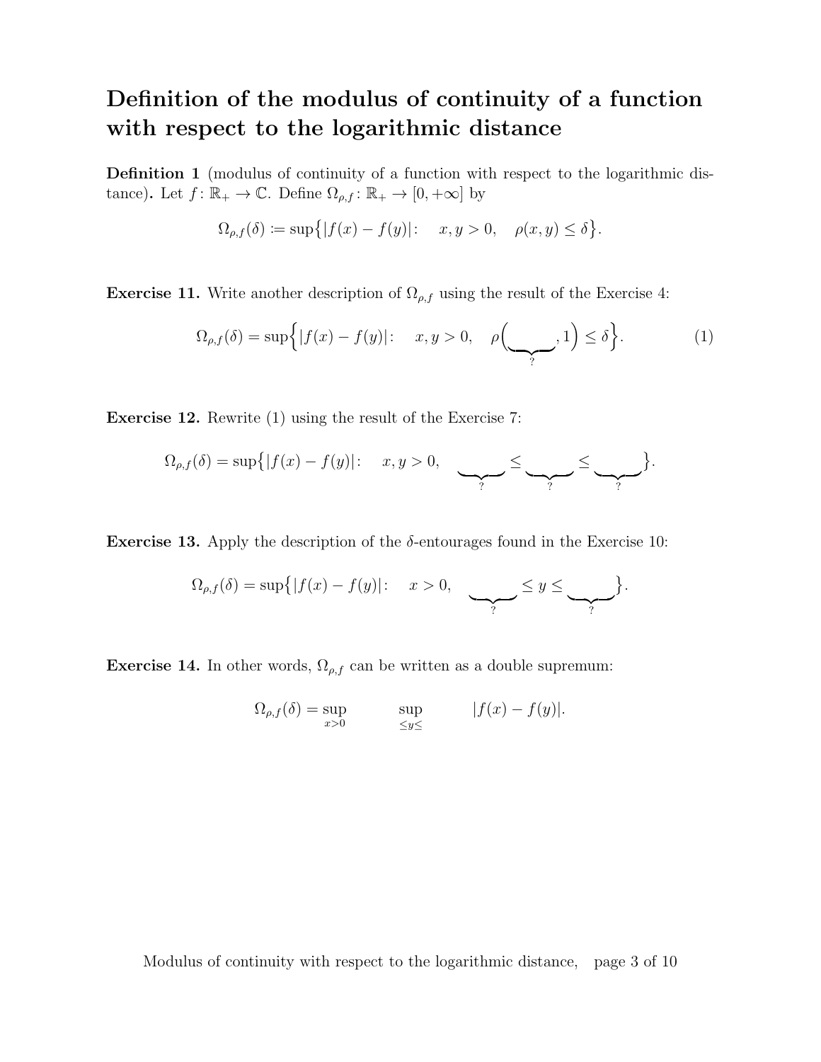# Definition of the modulus of continuity of a function with respect to the logarithmic distance

**Definition 1** (modulus of continuity of a function with respect to the logarithmic distance)**.** Let $f\colon \mathbb{R}_+ \to \mathbb{C}$. Define $\Omega_{\rho,f}\colon \mathbb{R}_+ \to [0,+\infty]$ by

$$\Omega_{\rho,f}(\delta) \coloneqq \sup\bigl\{|f(x)-f(y)|\colon \quad x,y>0, \quad \rho(x,y)\le\delta\bigr\}.$$

**Exercise 11.** Write another description of $\Omega_{\rho,f}$ using the result of the Exercise 4:

$$\Omega_{\rho,f}(\delta) = \sup\Bigl\{|f(x)-f(y)|\colon \quad x,y>0, \quad \rho\Bigl(\underbrace{\qquad}_{?},1\Bigr)\le\delta\Bigr\}. \tag{1}$$

**Exercise 12.** Rewrite (1) using the result of the Exercise 7:

$$\Omega_{\rho,f}(\delta) = \sup\bigl\{|f(x)-f(y)|\colon \quad x,y>0, \quad \underbrace{\qquad}_{?}\le\underbrace{\qquad}_{?}\le\underbrace{\qquad}_{?}\bigr\}.$$

**Exercise 13.** Apply the description of the $\delta$-entourages found in the Exercise 10:

$$\Omega_{\rho,f}(\delta) = \sup\bigl\{|f(x)-f(y)|\colon \quad x>0, \quad \underbrace{\qquad}_{?}\le y\le\underbrace{\qquad}_{?}\bigr\}.$$

**Exercise 14.** In other words, $\Omega_{\rho,f}$ can be written as a double supremum:

$$\Omega_{\rho,f}(\delta) = \sup_{x>0}\qquad \sup_{\quad\le y\le\quad}\qquad |f(x)-f(y)|.$$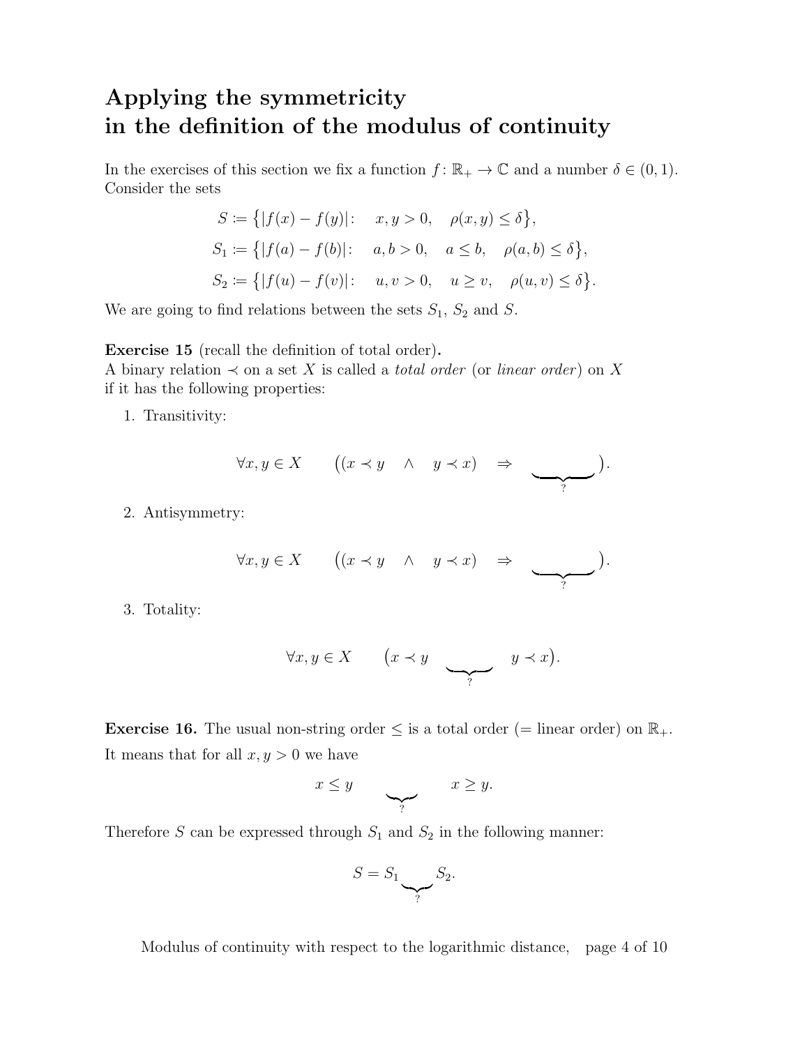# Applying the symmetricity in the definition of the modulus of continuity

In the exercises of this section we fix a function $f\colon \mathbb{R}_+ \to \mathbb{C}$ and a number $\delta \in (0,1)$. Consider the sets

$$
\begin{aligned}
S &\coloneqq \bigl\{|f(x) - f(y)|:\quad x, y > 0,\quad \rho(x,y) \le \delta\bigr\},\\
S_1 &\coloneqq \bigl\{|f(a) - f(b)|:\quad a, b > 0,\quad a \le b,\quad \rho(a,b) \le \delta\bigr\},\\
S_2 &\coloneqq \bigl\{|f(u) - f(v)|:\quad u, v > 0,\quad u \ge v,\quad \rho(u,v) \le \delta\bigr\}.
\end{aligned}
$$

We are going to find relations between the sets $S_1$, $S_2$ and $S$.

**Exercise 15** (recall the definition of total order)**.**
A binary relation $\prec$ on a set $X$ is called a *total order* (or *linear order*) on $X$ if it has the following properties:

1. Transitivity:

$$
\forall x, y \in X \qquad \bigl((x \prec y \quad \wedge \quad y \prec x) \quad \Rightarrow \quad \underbrace{\qquad\qquad}_{?}\bigr).
$$

2. Antisymmetry:

$$
\forall x, y \in X \qquad \bigl((x \prec y \quad \wedge \quad y \prec x) \quad \Rightarrow \quad \underbrace{\qquad\qquad}_{?}\bigr).
$$

3. Totality:

$$
\forall x, y \in X \qquad \bigl(x \prec y \quad \underbrace{\qquad\qquad}_{?} \quad y \prec x\bigr).
$$

**Exercise 16.** The usual non-string order $\le$ is a total order (= linear order) on $\mathbb{R}_+$. It means that for all $x, y > 0$ we have

$$
x \le y \qquad \underbrace{\qquad\quad}_{?} \qquad x \ge y.
$$

Therefore $S$ can be expressed through $S_1$ and $S_2$ in the following manner:

$$
S = S_1 \underbrace{\qquad}_{?} S_2.
$$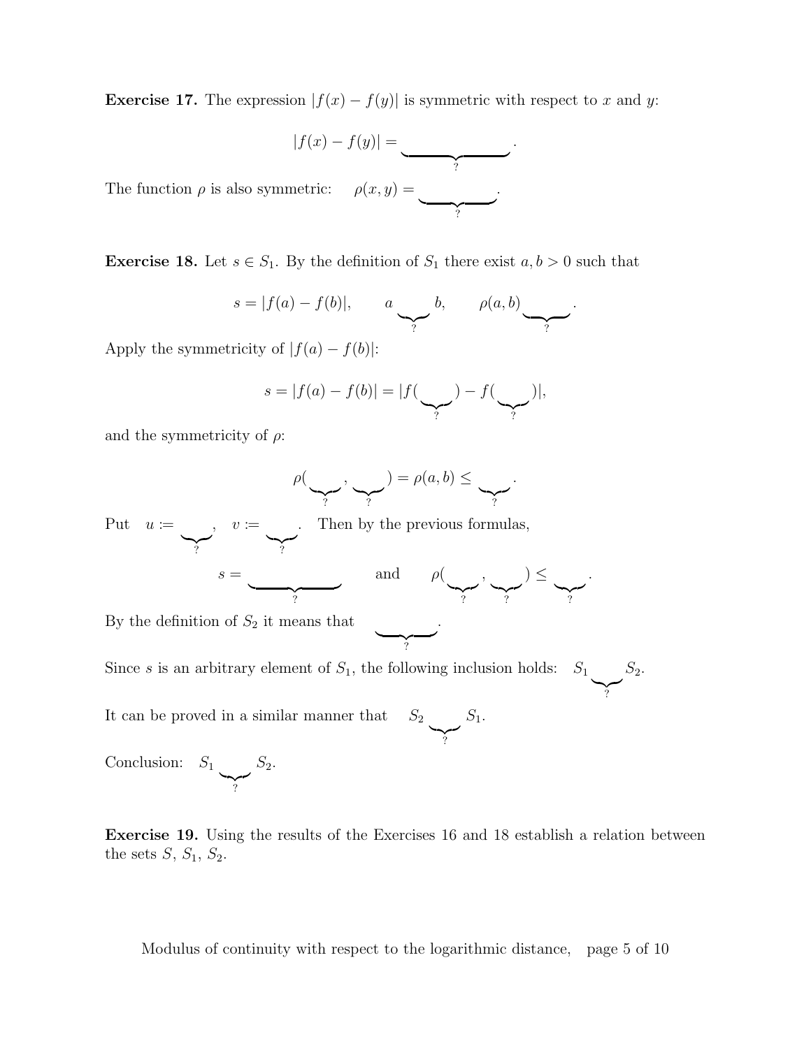**Exercise 17.** The expression $|f(x) - f(y)|$ is symmetric with respect to $x$ and $y$:

$$|f(x) - f(y)| = \underbrace{\hspace{3cm}}_{?}.$$

The function $\rho$ is also symmetric: $\quad \rho(x, y) = \underbrace{\hspace{2cm}}_{?}.$

**Exercise 18.** Let $s \in S_1$. By the definition of $S_1$ there exist $a, b > 0$ such that

$$s = |f(a) - f(b)|, \qquad a \underbrace{\hspace{1cm}}_{?} b, \qquad \rho(a, b) \underbrace{\hspace{1.5cm}}_{?}.$$

Apply the symmetricity of $|f(a) - f(b)|$:

$$s = |f(a) - f(b)| = |f(\underbrace{\hspace{1cm}}_{?}) - f(\underbrace{\hspace{1cm}}_{?})|,$$

and the symmetricity of $\rho$:

$$\rho(\underbrace{\hspace{1cm}}_{?}, \underbrace{\hspace{1cm}}_{?}) = \rho(a, b) \leq \underbrace{\hspace{1cm}}_{?}.$$

Put $\quad u := \underbrace{\hspace{1cm}}_{?}, \quad v := \underbrace{\hspace{1cm}}_{?}.\quad$ Then by the previous formulas,

$$s = \underbrace{\hspace{3cm}}_{?} \qquad \text{and} \qquad \rho(\underbrace{\hspace{1cm}}_{?}, \underbrace{\hspace{1cm}}_{?}) \leq \underbrace{\hspace{1cm}}_{?}.$$

By the definition of $S_2$ it means that $\quad \underbrace{\hspace{2cm}}_{?}.$

Since $s$ is an arbitrary element of $S_1$, the following inclusion holds: $\quad S_1 \underbrace{\hspace{1cm}}_{?} S_2.$

It can be proved in a similar manner that $\quad S_2 \underbrace{\hspace{1cm}}_{?} S_1.$

Conclusion: $\quad S_1 \underbrace{\hspace{1cm}}_{?} S_2.$

**Exercise 19.** Using the results of the Exercises 16 and 18 establish a relation between the sets $S$, $S_1$, $S_2$.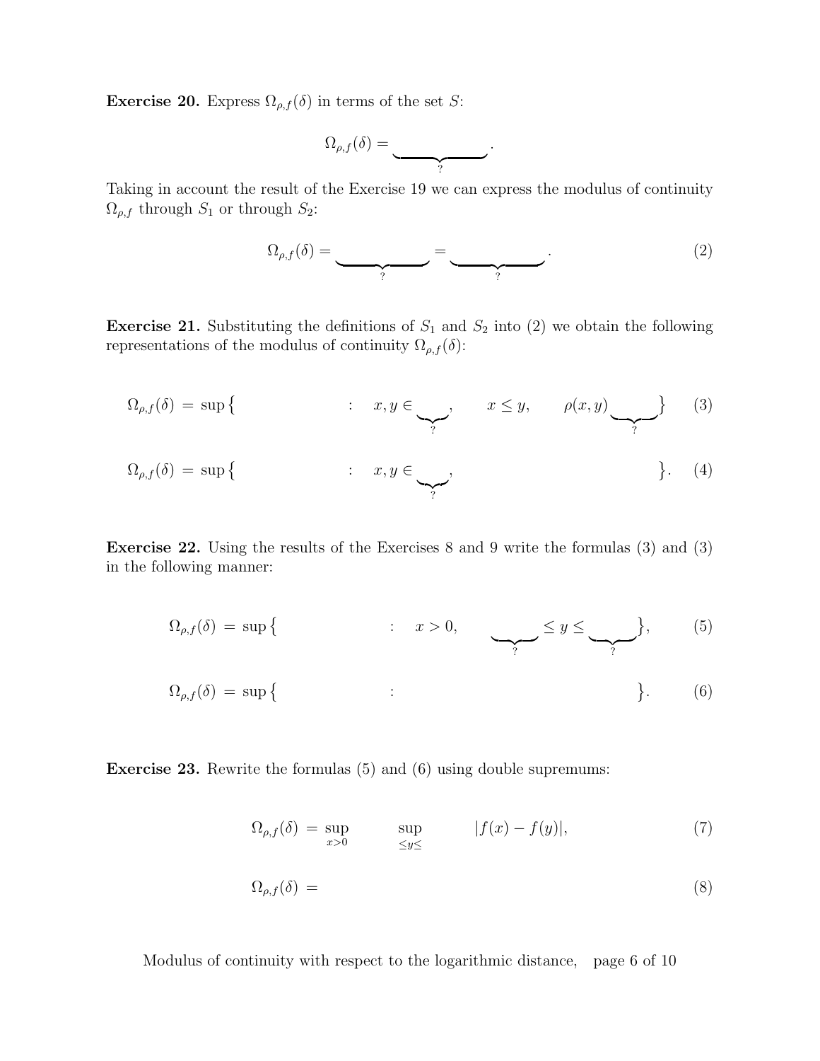**Exercise 20.** Express $\Omega_{\rho,f}(\delta)$ in terms of the set $S$:

$$\Omega_{\rho,f}(\delta) = \underbrace{\qquad\qquad}_{?}.$$

Taking in account the result of the Exercise 19 we can express the modulus of continuity $\Omega_{\rho,f}$ through $S_1$ or through $S_2$:

$$\Omega_{\rho,f}(\delta) = \underbrace{\qquad\qquad}_{?} = \underbrace{\qquad\qquad}_{?}. \tag{2}$$

**Exercise 21.** Substituting the definitions of $S_1$ and $S_2$ into (2) we obtain the following representations of the modulus of continuity $\Omega_{\rho,f}(\delta)$:

$$\Omega_{\rho,f}(\delta) = \sup\big\{ \qquad\qquad\qquad : \quad x, y \in \underbrace{\quad}_{?}, \qquad x \le y, \qquad \rho(x,y) \underbrace{\qquad}_{?} \big\} \tag{3}$$

$$\Omega_{\rho,f}(\delta) = \sup\big\{ \qquad\qquad\qquad : \quad x, y \in \underbrace{\quad}_{?}, \qquad\qquad\qquad\qquad\qquad\qquad \big\}. \tag{4}$$

**Exercise 22.** Using the results of the Exercises 8 and 9 write the formulas (3) and (3) in the following manner:

$$\Omega_{\rho,f}(\delta) = \sup\big\{ \qquad\qquad\qquad : \quad x > 0, \qquad \underbrace{\qquad}_{?} \le y \le \underbrace{\qquad}_{?} \big\}, \tag{5}$$

$$\Omega_{\rho,f}(\delta) = \sup\big\{ \qquad\qquad\qquad : \qquad\qquad\qquad\qquad\qquad\qquad\qquad \big\}. \tag{6}$$

**Exercise 23.** Rewrite the formulas (5) and (6) using double supremums:

$$\Omega_{\rho,f}(\delta) = \sup_{x>0} \qquad \sup_{\le y \le} \qquad |f(x) - f(y)|, \tag{7}$$

$$\Omega_{\rho,f}(\delta) = \tag{8}$$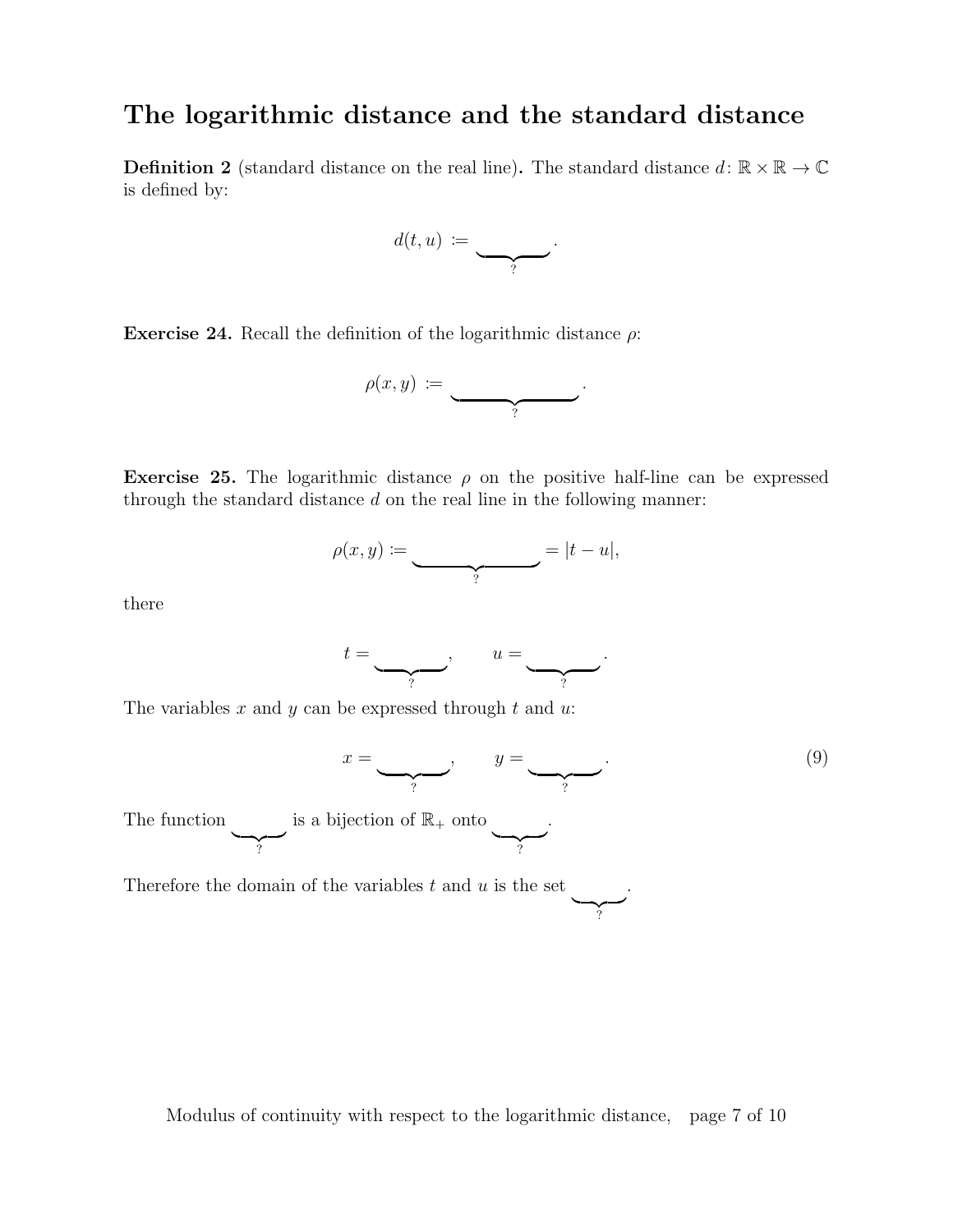# The logarithmic distance and the standard distance

**Definition 2** (standard distance on the real line)**.** The standard distance $d\colon \mathbb{R}\times\mathbb{R}\to\mathbb{C}$ is defined by:

$$d(t,u) \coloneqq \underbrace{\qquad\quad}_{?}.$$

**Exercise 24.** Recall the definition of the logarithmic distance $\rho$:

$$\rho(x,y) \coloneqq \underbrace{\qquad\qquad\quad}_{?}.$$

**Exercise 25.** The logarithmic distance $\rho$ on the positive half-line can be expressed through the standard distance $d$ on the real line in the following manner:

$$\rho(x,y) \coloneqq \underbrace{\qquad\qquad\qquad}_{?} = |t-u|,$$

there

$$t = \underbrace{\qquad\quad}_{?}, \qquad u = \underbrace{\qquad\quad}_{?}.$$

The variables $x$ and $y$ can be expressed through $t$ and $u$:

$$x = \underbrace{\qquad\quad}_{?}, \qquad y = \underbrace{\qquad\quad}_{?}. \tag{9}$$

The function $\underbrace{\qquad}_{?}$ is a bijection of $\mathbb{R}_+$ onto $\underbrace{\qquad}_{?}$.

Therefore the domain of the variables $t$ and $u$ is the set $\underbrace{\qquad}_{?}$.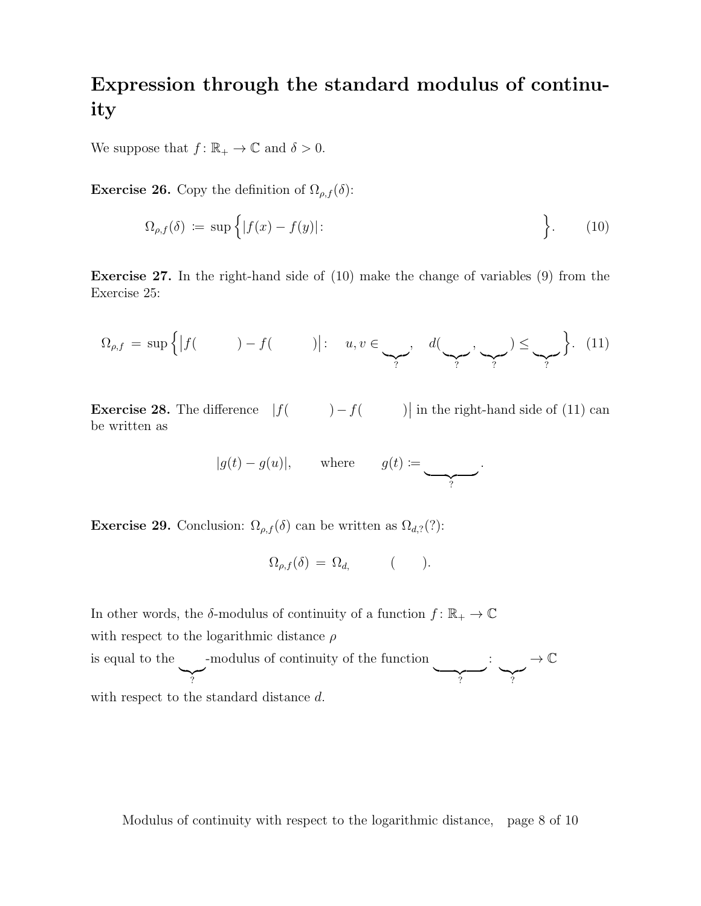## Expression through the standard modulus of continuity

We suppose that $f\colon \mathbb{R}_+ \to \mathbb{C}$ and $\delta > 0$.

**Exercise 26.** Copy the definition of $\Omega_{\rho,f}(\delta)$:

$$\Omega_{\rho,f}(\delta) \coloneqq \sup\Big\{|f(x) - f(y)|\colon \qquad\qquad\qquad\qquad\qquad\qquad \Big\}. \tag{10}$$

**Exercise 27.** In the right-hand side of (10) make the change of variables (9) from the Exercise 25:

$$\Omega_{\rho,f} \;=\; \sup\Big\{\big|f(\qquad) - f(\qquad)\big|\colon \quad u, v \in \underbrace{\qquad}_{?}, \quad d(\underbrace{\qquad}_{?}, \underbrace{\qquad}_{?}) \le \underbrace{\qquad}_{?}\Big\}. \tag{11}$$

**Exercise 28.** The difference $\big|f(\qquad) - f(\qquad)\big|$ in the right-hand side of (11) can be written as

$$|g(t) - g(u)|, \qquad \text{where} \qquad g(t) \coloneqq \underbrace{\qquad\qquad}_{?}.$$

**Exercise 29.** Conclusion: $\Omega_{\rho,f}(\delta)$ can be written as $\Omega_{d,?}(?)$:

$$\Omega_{\rho,f}(\delta) \;=\; \Omega_{d,\qquad}(\quad).$$

In other words, the $\delta$-modulus of continuity of a function $f\colon \mathbb{R}_+ \to \mathbb{C}$

with respect to the logarithmic distance $\rho$

is equal to the $\underbrace{\qquad}_{?}$-modulus of continuity of the function $\underbrace{\qquad\qquad}_{?}\colon \underbrace{\qquad}_{?} \to \mathbb{C}$

with respect to the standard distance $d$.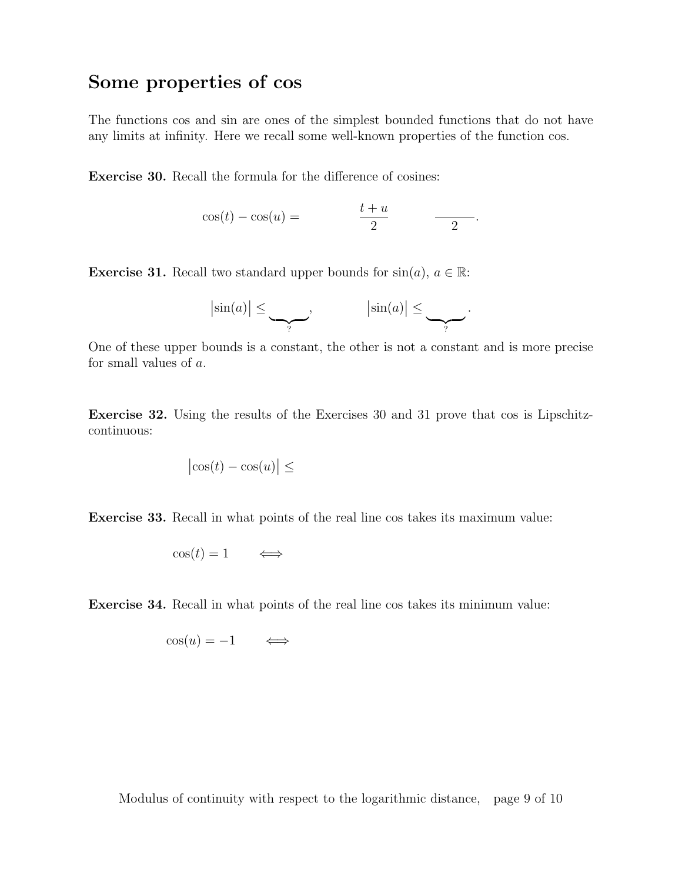## Some properties of cos

The functions cos and sin are ones of the simplest bounded functions that do not have any limits at infinity. Here we recall some well-known properties of the function cos.

**Exercise 30.** Recall the formula for the difference of cosines:

$$\cos(t) - \cos(u) = \qquad \frac{t+u}{2} \qquad \frac{\qquad}{2}.$$

**Exercise 31.** Recall two standard upper bounds for $\sin(a)$, $a \in \mathbb{R}$:

$$\left|\sin(a)\right| \le \underbrace{\qquad}_{?}, \qquad \left|\sin(a)\right| \le \underbrace{\qquad}_{?}.$$

One of these upper bounds is a constant, the other is not a constant and is more precise for small values of $a$.

**Exercise 32.** Using the results of the Exercises 30 and 31 prove that cos is Lipschitz-continuous:

$$\left|\cos(t) - \cos(u)\right| \le$$

**Exercise 33.** Recall in what points of the real line cos takes its maximum value:

$$\cos(t) = 1 \qquad \Longleftrightarrow$$

**Exercise 34.** Recall in what points of the real line cos takes its minimum value:

$$\cos(u) = -1 \qquad \Longleftrightarrow$$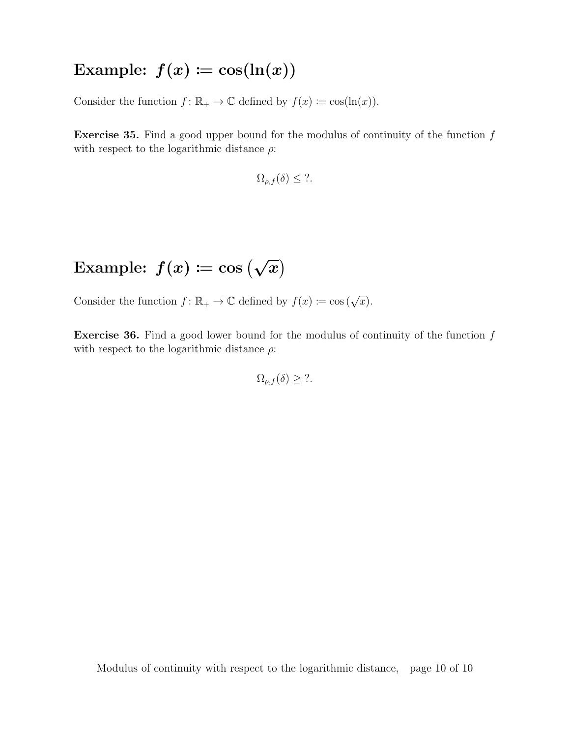## Example: $f(x) \coloneqq \cos(\ln(x))$

Consider the function $f\colon \mathbb{R}_+ \to \mathbb{C}$ defined by $f(x) \coloneqq \cos(\ln(x))$.

**Exercise 35.** Find a good upper bound for the modulus of continuity of the function $f$ with respect to the logarithmic distance $\rho$:

$$\Omega_{\rho,f}(\delta) \leq ?.$$

## Example: $f(x) \coloneqq \cos\left(\sqrt{x}\right)$

Consider the function $f\colon \mathbb{R}_+ \to \mathbb{C}$ defined by $f(x) \coloneqq \cos\left(\sqrt{x}\right)$.

**Exercise 36.** Find a good lower bound for the modulus of continuity of the function $f$ with respect to the logarithmic distance $\rho$:

$$\Omega_{\rho,f}(\delta) \geq ?.$$